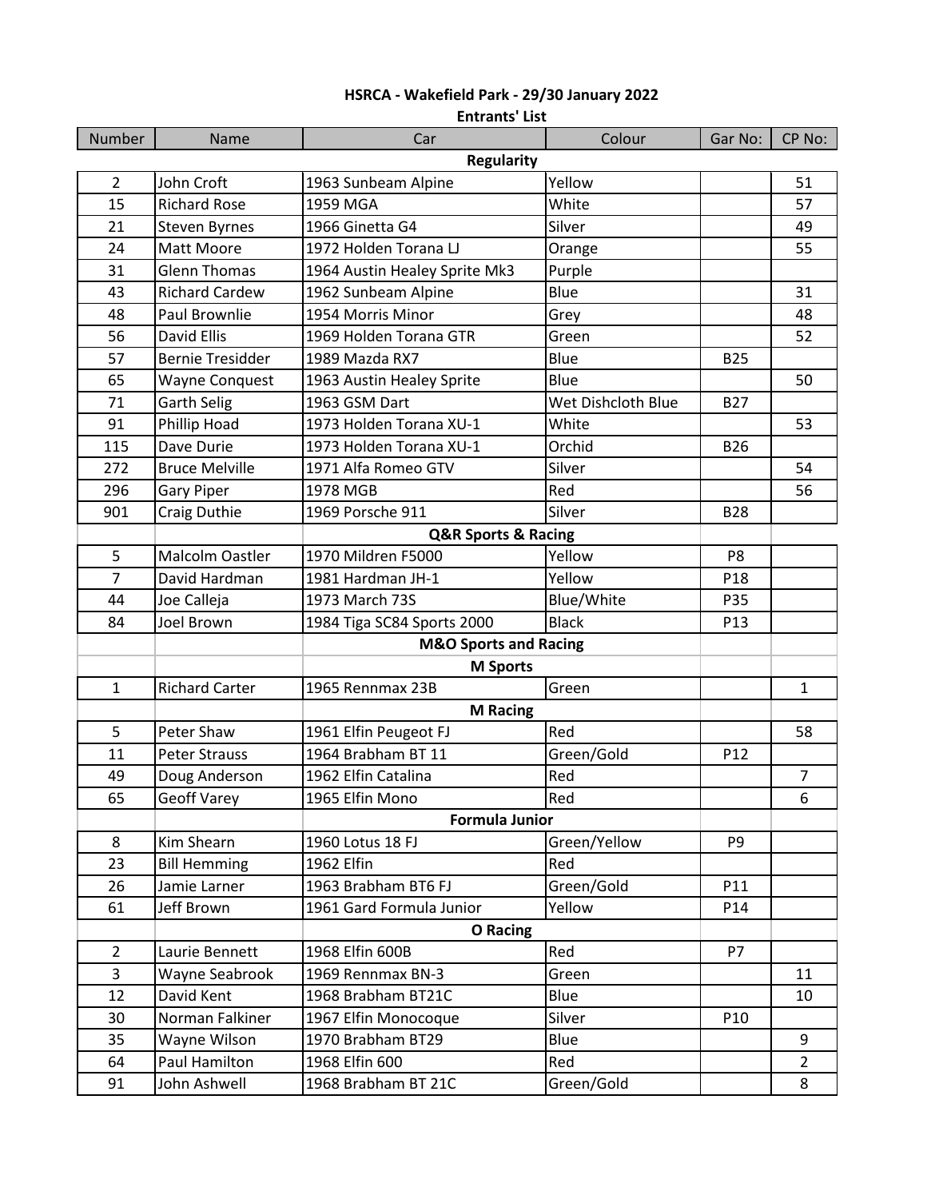**HSRCA - Wakefield Park - 29/30 January 2022**

**Entrants' List**

| Number | Name | Car | Colour | Gar No: | CP No: |
|---|---|---|---|---|---|
| | | **Regularity** | | | |
| 2 | John Croft | 1963 Sunbeam Alpine | Yellow | | 51 |
| 15 | Richard Rose | 1959 MGA | White | | 57 |
| 21 | Steven Byrnes | 1966 Ginetta G4 | Silver | | 49 |
| 24 | Matt Moore | 1972 Holden Torana LJ | Orange | | 55 |
| 31 | Glenn Thomas | 1964 Austin Healey Sprite Mk3 | Purple | | |
| 43 | Richard Cardew | 1962 Sunbeam Alpine | Blue | | 31 |
| 48 | Paul Brownlie | 1954 Morris Minor | Grey | | 48 |
| 56 | David Ellis | 1969 Holden Torana GTR | Green | | 52 |
| 57 | Bernie Tresidder | 1989 Mazda RX7 | Blue | B25 | |
| 65 | Wayne Conquest | 1963 Austin Healey Sprite | Blue | | 50 |
| 71 | Garth Selig | 1963 GSM Dart | Wet Dishcloth Blue | B27 | |
| 91 | Phillip Hoad | 1973 Holden Torana XU-1 | White | | 53 |
| 115 | Dave Durie | 1973 Holden Torana XU-1 | Orchid | B26 | |
| 272 | Bruce Melville | 1971 Alfa Romeo GTV | Silver | | 54 |
| 296 | Gary Piper | 1978 MGB | Red | | 56 |
| 901 | Craig Duthie | 1969 Porsche 911 | Silver | B28 | |
| | | **Q&R Sports & Racing** | | | |
| 5 | Malcolm Oastler | 1970 Mildren F5000 | Yellow | P8 | |
| 7 | David Hardman | 1981 Hardman JH-1 | Yellow | P18 | |
| 44 | Joe Calleja | 1973 March 73S | Blue/White | P35 | |
| 84 | Joel Brown | 1984 Tiga SC84 Sports 2000 | Black | P13 | |
| | | **M&O Sports and Racing** | | | |
| | | **M Sports** | | | |
| 1 | Richard Carter | 1965 Rennmax 23B | Green | | 1 |
| | | **M Racing** | | | |
| 5 | Peter Shaw | 1961 Elfin Peugeot FJ | Red | | 58 |
| 11 | Peter Strauss | 1964 Brabham BT 11 | Green/Gold | P12 | |
| 49 | Doug Anderson | 1962 Elfin Catalina | Red | | 7 |
| 65 | Geoff Varey | 1965 Elfin Mono | Red | | 6 |
| | | **Formula Junior** | | | |
| 8 | Kim Shearn | 1960 Lotus 18 FJ | Green/Yellow | P9 | |
| 23 | Bill Hemming | 1962 Elfin | Red | | |
| 26 | Jamie Larner | 1963 Brabham BT6 FJ | Green/Gold | P11 | |
| 61 | Jeff Brown | 1961 Gard Formula Junior | Yellow | P14 | |
| | | **O Racing** | | | |
| 2 | Laurie Bennett | 1968 Elfin 600B | Red | P7 | |
| 3 | Wayne Seabrook | 1969 Rennmax BN-3 | Green | | 11 |
| 12 | David Kent | 1968 Brabham BT21C | Blue | | 10 |
| 30 | Norman Falkiner | 1967 Elfin Monocoque | Silver | P10 | |
| 35 | Wayne Wilson | 1970 Brabham BT29 | Blue | | 9 |
| 64 | Paul Hamilton | 1968 Elfin 600 | Red | | 2 |
| 91 | John Ashwell | 1968 Brabham BT 21C | Green/Gold | | 8 |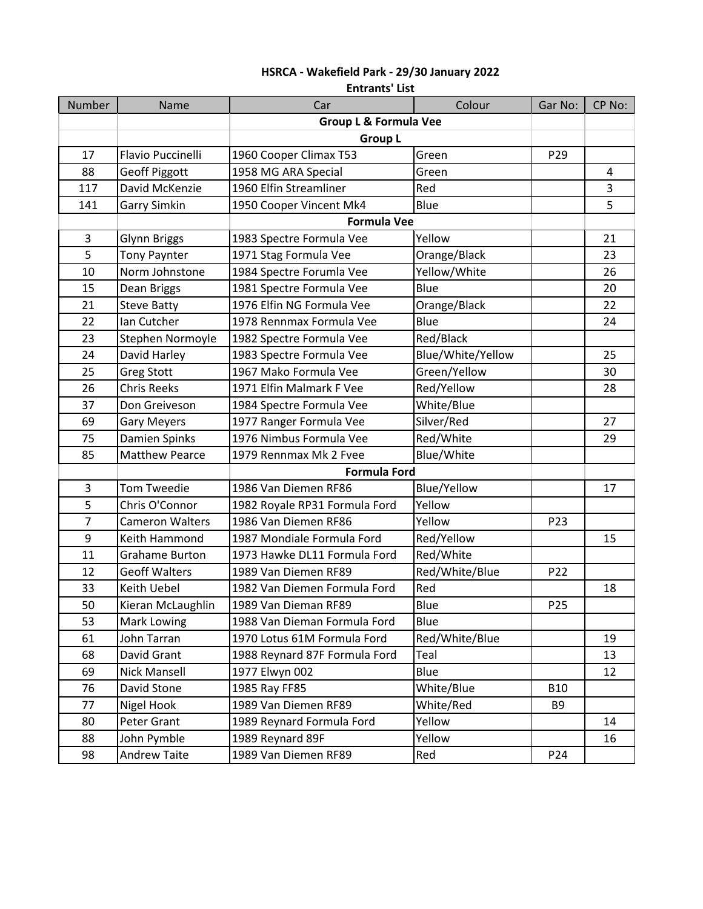**HSRCA - Wakefield Park - 29/30 January 2022**

**Entrants' List**

| Number | Name | Car | Colour | Gar No: | CP No: |
|---|---|---|---|---|---|
| | | **Group L & Formula Vee** | | | |
| | | **Group L** | | | |
| 17 | Flavio Puccinelli | 1960 Cooper Climax T53 | Green | P29 | |
| 88 | Geoff Piggott | 1958 MG ARA Special | Green | | 4 |
| 117 | David McKenzie | 1960 Elfin Streamliner | Red | | 3 |
| 141 | Garry Simkin | 1950 Cooper Vincent Mk4 | Blue | | 5 |
| | | **Formula Vee** | | | |
| 3 | Glynn Briggs | 1983 Spectre Formula Vee | Yellow | | 21 |
| 5 | Tony Paynter | 1971 Stag Formula Vee | Orange/Black | | 23 |
| 10 | Norm Johnstone | 1984 Spectre Forumla Vee | Yellow/White | | 26 |
| 15 | Dean Briggs | 1981 Spectre Formula Vee | Blue | | 20 |
| 21 | Steve Batty | 1976 Elfin NG Formula Vee | Orange/Black | | 22 |
| 22 | Ian Cutcher | 1978 Rennmax Formula Vee | Blue | | 24 |
| 23 | Stephen Normoyle | 1982 Spectre Formula Vee | Red/Black | | |
| 24 | David Harley | 1983 Spectre Formula Vee | Blue/White/Yellow | | 25 |
| 25 | Greg Stott | 1967 Mako Formula Vee | Green/Yellow | | 30 |
| 26 | Chris Reeks | 1971 Elfin Malmark F Vee | Red/Yellow | | 28 |
| 37 | Don Greiveson | 1984 Spectre Formula Vee | White/Blue | | |
| 69 | Gary Meyers | 1977 Ranger Formula Vee | Silver/Red | | 27 |
| 75 | Damien Spinks | 1976 Nimbus Formula Vee | Red/White | | 29 |
| 85 | Matthew Pearce | 1979 Rennmax Mk 2 Fvee | Blue/White | | |
| | | **Formula Ford** | | | |
| 3 | Tom Tweedie | 1986 Van Diemen RF86 | Blue/Yellow | | 17 |
| 5 | Chris O'Connor | 1982 Royale RP31 Formula Ford | Yellow | | |
| 7 | Cameron Walters | 1986 Van Diemen RF86 | Yellow | P23 | |
| 9 | Keith Hammond | 1987 Mondiale Formula Ford | Red/Yellow | | 15 |
| 11 | Grahame Burton | 1973 Hawke DL11 Formula Ford | Red/White | | |
| 12 | Geoff Walters | 1989 Van Diemen RF89 | Red/White/Blue | P22 | |
| 33 | Keith Uebel | 1982 Van Diemen Formula Ford | Red | | 18 |
| 50 | Kieran McLaughlin | 1989 Van Dieman RF89 | Blue | P25 | |
| 53 | Mark Lowing | 1988 Van Dieman Formula Ford | Blue | | |
| 61 | John Tarran | 1970 Lotus 61M Formula Ford | Red/White/Blue | | 19 |
| 68 | David Grant | 1988 Reynard 87F Formula Ford | Teal | | 13 |
| 69 | Nick Mansell | 1977 Elwyn 002 | Blue | | 12 |
| 76 | David Stone | 1985 Ray FF85 | White/Blue | B10 | |
| 77 | Nigel Hook | 1989 Van Diemen RF89 | White/Red | B9 | |
| 80 | Peter Grant | 1989 Reynard Formula Ford | Yellow | | 14 |
| 88 | John Pymble | 1989 Reynard 89F | Yellow | | 16 |
| 98 | Andrew Taite | 1989 Van Diemen RF89 | Red | P24 | |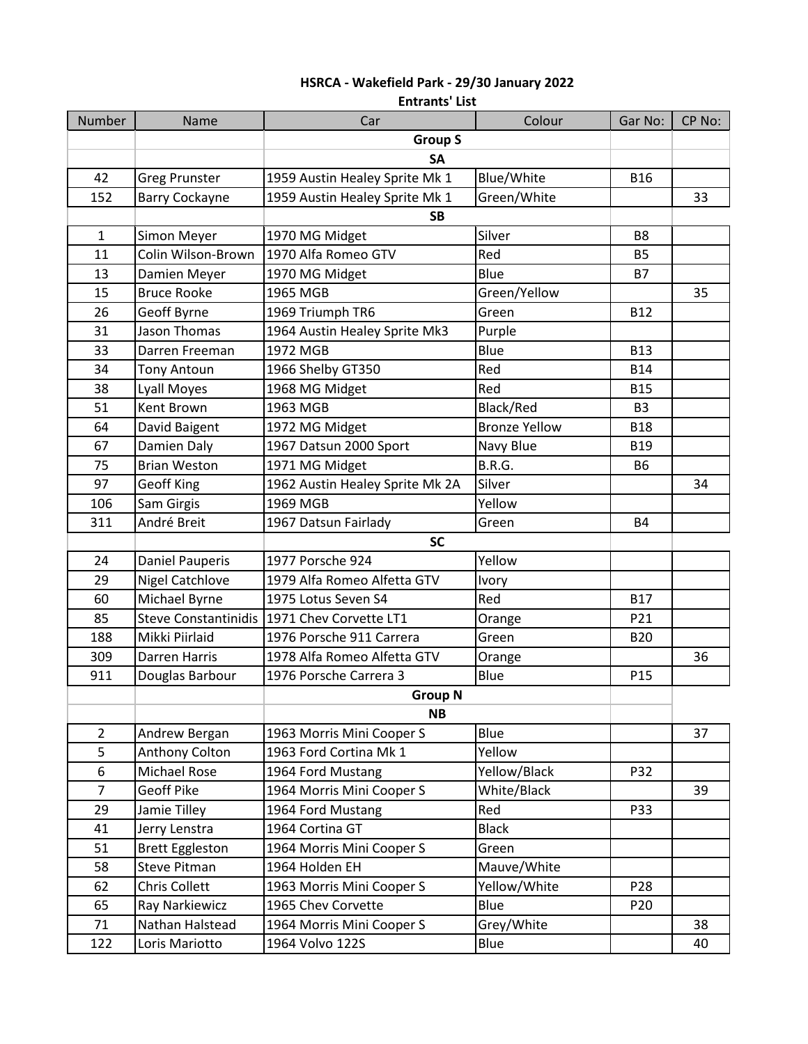**HSRCA - Wakefield Park - 29/30 January 2022**

**Entrants' List**

| Number | Name | Car | Colour | Gar No: | CP No: |
|---|---|---|---|---|---|
| | | **Group S** | | | |
| | | **SA** | | | |
| 42 | Greg Prunster | 1959 Austin Healey Sprite Mk 1 | Blue/White | B16 | |
| 152 | Barry Cockayne | 1959 Austin Healey Sprite Mk 1 | Green/White | | 33 |
| | | **SB** | | | |
| 1 | Simon Meyer | 1970 MG Midget | Silver | B8 | |
| 11 | Colin Wilson-Brown | 1970 Alfa Romeo GTV | Red | B5 | |
| 13 | Damien Meyer | 1970 MG Midget | Blue | B7 | |
| 15 | Bruce Rooke | 1965 MGB | Green/Yellow | | 35 |
| 26 | Geoff Byrne | 1969 Triumph TR6 | Green | B12 | |
| 31 | Jason Thomas | 1964 Austin Healey Sprite Mk3 | Purple | | |
| 33 | Darren Freeman | 1972 MGB | Blue | B13 | |
| 34 | Tony Antoun | 1966 Shelby GT350 | Red | B14 | |
| 38 | Lyall Moyes | 1968 MG Midget | Red | B15 | |
| 51 | Kent Brown | 1963 MGB | Black/Red | B3 | |
| 64 | David Baigent | 1972 MG Midget | Bronze Yellow | B18 | |
| 67 | Damien Daly | 1967 Datsun 2000 Sport | Navy Blue | B19 | |
| 75 | Brian Weston | 1971 MG Midget | B.R.G. | B6 | |
| 97 | Geoff King | 1962 Austin Healey Sprite Mk 2A | Silver | | 34 |
| 106 | Sam Girgis | 1969 MGB | Yellow | | |
| 311 | André Breit | 1967 Datsun Fairlady | Green | B4 | |
| | | **SC** | | | |
| 24 | Daniel Pauperis | 1977 Porsche 924 | Yellow | | |
| 29 | Nigel Catchlove | 1979 Alfa Romeo Alfetta GTV | Ivory | | |
| 60 | Michael Byrne | 1975 Lotus Seven S4 | Red | B17 | |
| 85 | Steve Constantinidis | 1971 Chev Corvette LT1 | Orange | P21 | |
| 188 | Mikki Piirlaid | 1976 Porsche 911 Carrera | Green | B20 | |
| 309 | Darren Harris | 1978 Alfa Romeo Alfetta GTV | Orange | | 36 |
| 911 | Douglas Barbour | 1976 Porsche Carrera 3 | Blue | P15 | |
| | | **Group N** | | | |
| | | **NB** | | | |
| 2 | Andrew Bergan | 1963 Morris Mini Cooper S | Blue | | 37 |
| 5 | Anthony Colton | 1963 Ford Cortina Mk 1 | Yellow | | |
| 6 | Michael Rose | 1964 Ford Mustang | Yellow/Black | P32 | |
| 7 | Geoff Pike | 1964 Morris Mini Cooper S | White/Black | | 39 |
| 29 | Jamie Tilley | 1964 Ford Mustang | Red | P33 | |
| 41 | Jerry Lenstra | 1964 Cortina GT | Black | | |
| 51 | Brett Eggleston | 1964 Morris Mini Cooper S | Green | | |
| 58 | Steve Pitman | 1964 Holden EH | Mauve/White | | |
| 62 | Chris Collett | 1963 Morris Mini Cooper S | Yellow/White | P28 | |
| 65 | Ray Narkiewicz | 1965 Chev Corvette | Blue | P20 | |
| 71 | Nathan Halstead | 1964 Morris Mini Cooper S | Grey/White | | 38 |
| 122 | Loris Mariotto | 1964 Volvo 122S | Blue | | 40 |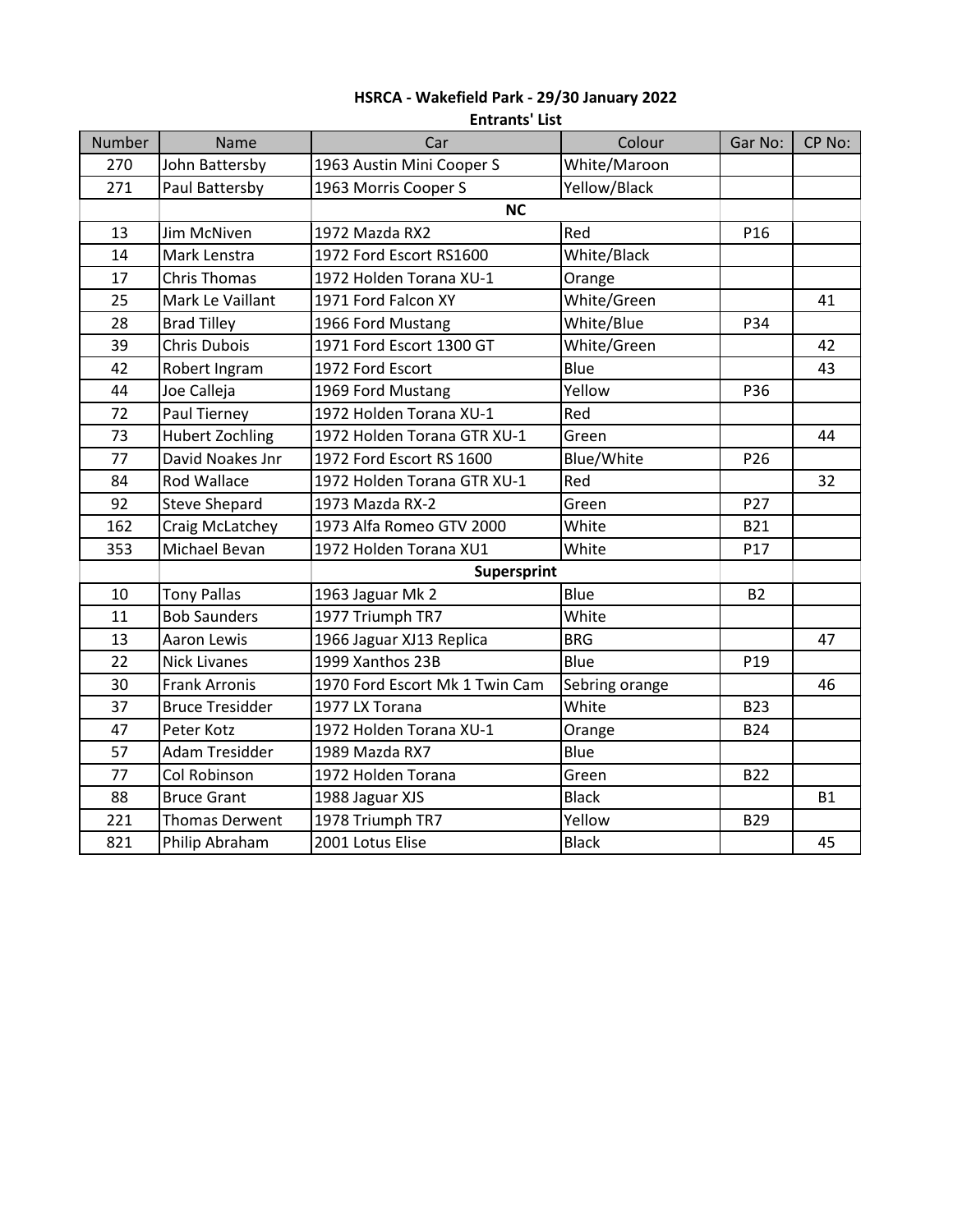**HSRCA - Wakefield Park - 29/30 January 2022**

**Entrants' List**

| Number | Name | Car | Colour | Gar No: | CP No: |
|---|---|---|---|---|---|
| 270 | John Battersby | 1963 Austin Mini Cooper S | White/Maroon | | |
| 271 | Paul Battersby | 1963 Morris Cooper S | Yellow/Black | | |
| | | **NC** | | | |
| 13 | Jim McNiven | 1972 Mazda RX2 | Red | P16 | |
| 14 | Mark Lenstra | 1972 Ford Escort RS1600 | White/Black | | |
| 17 | Chris Thomas | 1972 Holden Torana XU-1 | Orange | | |
| 25 | Mark Le Vaillant | 1971 Ford Falcon XY | White/Green | | 41 |
| 28 | Brad Tilley | 1966 Ford Mustang | White/Blue | P34 | |
| 39 | Chris Dubois | 1971 Ford Escort 1300 GT | White/Green | | 42 |
| 42 | Robert Ingram | 1972 Ford Escort | Blue | | 43 |
| 44 | Joe Calleja | 1969 Ford Mustang | Yellow | P36 | |
| 72 | Paul Tierney | 1972 Holden Torana XU-1 | Red | | |
| 73 | Hubert Zochling | 1972 Holden Torana GTR XU-1 | Green | | 44 |
| 77 | David Noakes Jnr | 1972 Ford Escort RS 1600 | Blue/White | P26 | |
| 84 | Rod Wallace | 1972 Holden Torana GTR XU-1 | Red | | 32 |
| 92 | Steve Shepard | 1973 Mazda RX-2 | Green | P27 | |
| 162 | Craig McLatchey | 1973 Alfa Romeo GTV 2000 | White | B21 | |
| 353 | Michael Bevan | 1972 Holden Torana XU1 | White | P17 | |
| | | **Supersprint** | | | |
| 10 | Tony Pallas | 1963 Jaguar Mk 2 | Blue | B2 | |
| 11 | Bob Saunders | 1977 Triumph TR7 | White | | |
| 13 | Aaron Lewis | 1966 Jaguar XJ13 Replica | BRG | | 47 |
| 22 | Nick Livanes | 1999 Xanthos 23B | Blue | P19 | |
| 30 | Frank Arronis | 1970 Ford Escort Mk 1 Twin Cam | Sebring orange | | 46 |
| 37 | Bruce Tresidder | 1977 LX Torana | White | B23 | |
| 47 | Peter Kotz | 1972 Holden Torana XU-1 | Orange | B24 | |
| 57 | Adam Tresidder | 1989 Mazda RX7 | Blue | | |
| 77 | Col Robinson | 1972 Holden Torana | Green | B22 | |
| 88 | Bruce Grant | 1988 Jaguar XJS | Black | | B1 |
| 221 | Thomas Derwent | 1978 Triumph TR7 | Yellow | B29 | |
| 821 | Philip Abraham | 2001 Lotus Elise | Black | | 45 |